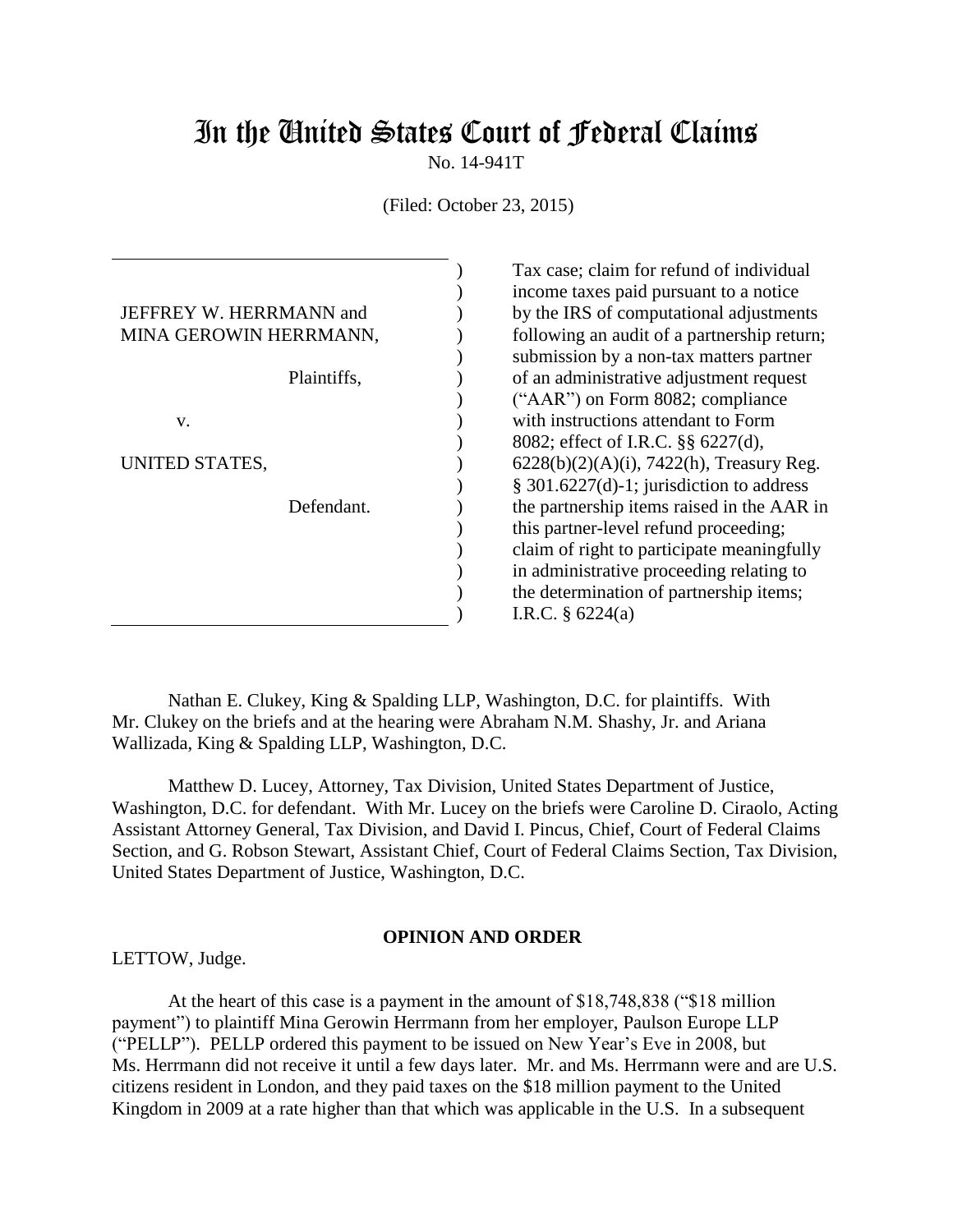# In the United States Court of Federal Claims

No. 14-941T

(Filed: October 23, 2015)

| | |
|---|---|
| JEFFREY W. HERRMANN and MINA GEROWIN HERRMANN,<br><br>Plaintiffs,<br><br>v.<br><br>UNITED STATES,<br><br>Defendant. | Tax case; claim for refund of individual income taxes paid pursuant to a notice by the IRS of computational adjustments following an audit of a partnership return; submission by a non-tax matters partner of an administrative adjustment request ("AAR") on Form 8082; compliance with instructions attendant to Form 8082; effect of I.R.C. §§ 6227(d), 6228(b)(2)(A)(i), 7422(h), Treasury Reg. § 301.6227(d)-1; jurisdiction to address the partnership items raised in the AAR in this partner-level refund proceeding; claim of right to participate meaningfully in administrative proceeding relating to the determination of partnership items; I.R.C. § 6224(a) |

Nathan E. Clukey, King & Spalding LLP, Washington, D.C. for plaintiffs. With Mr. Clukey on the briefs and at the hearing were Abraham N.M. Shashy, Jr. and Ariana Wallizada, King & Spalding LLP, Washington, D.C.

Matthew D. Lucey, Attorney, Tax Division, United States Department of Justice, Washington, D.C. for defendant. With Mr. Lucey on the briefs were Caroline D. Ciraolo, Acting Assistant Attorney General, Tax Division, and David I. Pincus, Chief, Court of Federal Claims Section, and G. Robson Stewart, Assistant Chief, Court of Federal Claims Section, Tax Division, United States Department of Justice, Washington, D.C.

## OPINION AND ORDER

LETTOW, Judge.

At the heart of this case is a payment in the amount of $18,748,838 ("$18 million payment") to plaintiff Mina Gerowin Herrmann from her employer, Paulson Europe LLP ("PELLP"). PELLP ordered this payment to be issued on New Year's Eve in 2008, but Ms. Herrmann did not receive it until a few days later. Mr. and Ms. Herrmann were and are U.S. citizens resident in London, and they paid taxes on the $18 million payment to the United Kingdom in 2009 at a rate higher than that which was applicable in the U.S. In a subsequent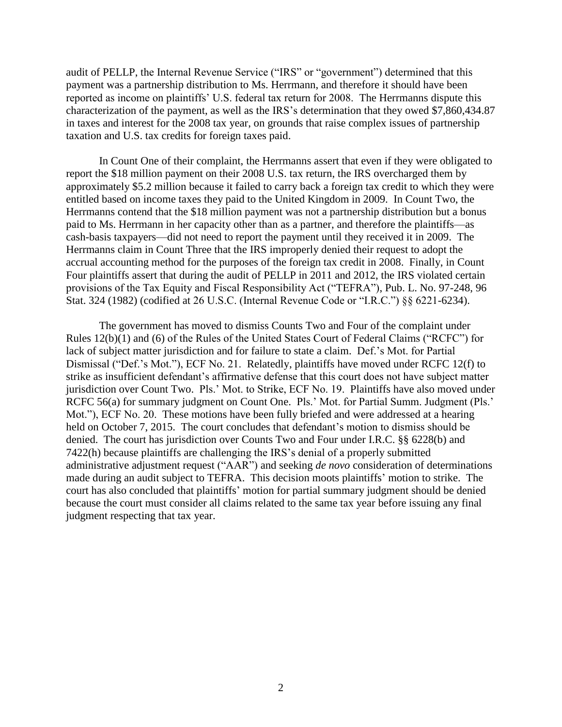audit of PELLP, the Internal Revenue Service ("IRS" or "government") determined that this payment was a partnership distribution to Ms. Herrmann, and therefore it should have been reported as income on plaintiffs' U.S. federal tax return for 2008. The Herrmanns dispute this characterization of the payment, as well as the IRS's determination that they owed $7,860,434.87 in taxes and interest for the 2008 tax year, on grounds that raise complex issues of partnership taxation and U.S. tax credits for foreign taxes paid.

In Count One of their complaint, the Herrmanns assert that even if they were obligated to report the $18 million payment on their 2008 U.S. tax return, the IRS overcharged them by approximately $5.2 million because it failed to carry back a foreign tax credit to which they were entitled based on income taxes they paid to the United Kingdom in 2009. In Count Two, the Herrmanns contend that the $18 million payment was not a partnership distribution but a bonus paid to Ms. Herrmann in her capacity other than as a partner, and therefore the plaintiffs—as cash-basis taxpayers—did not need to report the payment until they received it in 2009. The Herrmanns claim in Count Three that the IRS improperly denied their request to adopt the accrual accounting method for the purposes of the foreign tax credit in 2008. Finally, in Count Four plaintiffs assert that during the audit of PELLP in 2011 and 2012, the IRS violated certain provisions of the Tax Equity and Fiscal Responsibility Act ("TEFRA"), Pub. L. No. 97-248, 96 Stat. 324 (1982) (codified at 26 U.S.C. (Internal Revenue Code or "I.R.C.") §§ 6221-6234).

The government has moved to dismiss Counts Two and Four of the complaint under Rules 12(b)(1) and (6) of the Rules of the United States Court of Federal Claims ("RCFC") for lack of subject matter jurisdiction and for failure to state a claim. Def.'s Mot. for Partial Dismissal ("Def.'s Mot."), ECF No. 21. Relatedly, plaintiffs have moved under RCFC 12(f) to strike as insufficient defendant's affirmative defense that this court does not have subject matter jurisdiction over Count Two. Pls.' Mot. to Strike, ECF No. 19. Plaintiffs have also moved under RCFC 56(a) for summary judgment on Count One. Pls.' Mot. for Partial Summ. Judgment (Pls.' Mot."), ECF No. 20. These motions have been fully briefed and were addressed at a hearing held on October 7, 2015. The court concludes that defendant's motion to dismiss should be denied. The court has jurisdiction over Counts Two and Four under I.R.C. §§ 6228(b) and 7422(h) because plaintiffs are challenging the IRS's denial of a properly submitted administrative adjustment request ("AAR") and seeking *de novo* consideration of determinations made during an audit subject to TEFRA. This decision moots plaintiffs' motion to strike. The court has also concluded that plaintiffs' motion for partial summary judgment should be denied because the court must consider all claims related to the same tax year before issuing any final judgment respecting that tax year.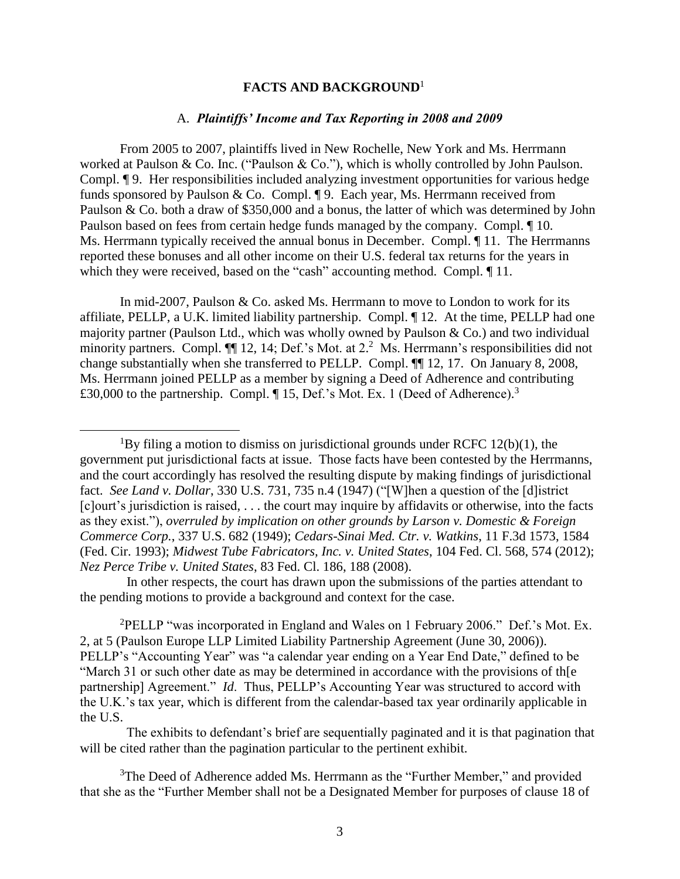**FACTS AND BACKGROUND**[1]

A. ***Plaintiffs' Income and Tax Reporting in 2008 and 2009***

From 2005 to 2007, plaintiffs lived in New Rochelle, New York and Ms. Herrmann worked at Paulson & Co. Inc. ("Paulson & Co."), which is wholly controlled by John Paulson. Compl. ¶ 9. Her responsibilities included analyzing investment opportunities for various hedge funds sponsored by Paulson & Co. Compl. ¶ 9. Each year, Ms. Herrmann received from Paulson & Co. both a draw of $350,000 and a bonus, the latter of which was determined by John Paulson based on fees from certain hedge funds managed by the company. Compl. ¶ 10. Ms. Herrmann typically received the annual bonus in December. Compl. ¶ 11. The Herrmanns reported these bonuses and all other income on their U.S. federal tax returns for the years in which they were received, based on the "cash" accounting method. Compl. ¶ 11.

In mid-2007, Paulson & Co. asked Ms. Herrmann to move to London to work for its affiliate, PELLP, a U.K. limited liability partnership. Compl. ¶ 12. At the time, PELLP had one majority partner (Paulson Ltd., which was wholly owned by Paulson & Co.) and two individual minority partners. Compl. ¶¶ 12, 14; Def.'s Mot. at 2.[2] Ms. Herrmann's responsibilities did not change substantially when she transferred to PELLP. Compl. ¶¶ 12, 17. On January 8, 2008, Ms. Herrmann joined PELLP as a member by signing a Deed of Adherence and contributing £30,000 to the partnership. Compl. ¶ 15, Def.'s Mot. Ex. 1 (Deed of Adherence).[3]

---

[1]By filing a motion to dismiss on jurisdictional grounds under RCFC 12(b)(1), the government put jurisdictional facts at issue. Those facts have been contested by the Herrmanns, and the court accordingly has resolved the resulting dispute by making findings of jurisdictional fact. *See Land v. Dollar*, 330 U.S. 731, 735 n.4 (1947) ("[W]hen a question of the [d]istrict [c]ourt's jurisdiction is raised, . . . the court may inquire by affidavits or otherwise, into the facts as they exist."), *overruled by implication on other grounds by Larson v. Domestic & Foreign Commerce Corp.*, 337 U.S. 682 (1949); *Cedars-Sinai Med. Ctr. v. Watkins*, 11 F.3d 1573, 1584 (Fed. Cir. 1993); *Midwest Tube Fabricators, Inc. v. United States*, 104 Fed. Cl. 568, 574 (2012); *Nez Perce Tribe v. United States*, 83 Fed. Cl. 186, 188 (2008).

In other respects, the court has drawn upon the submissions of the parties attendant to the pending motions to provide a background and context for the case.

[2]PELLP "was incorporated in England and Wales on 1 February 2006." Def.'s Mot. Ex. 2, at 5 (Paulson Europe LLP Limited Liability Partnership Agreement (June 30, 2006)). PELLP's "Accounting Year" was "a calendar year ending on a Year End Date," defined to be "March 31 or such other date as may be determined in accordance with the provisions of th[e partnership] Agreement." *Id*. Thus, PELLP's Accounting Year was structured to accord with the U.K.'s tax year, which is different from the calendar-based tax year ordinarily applicable in the U.S.

The exhibits to defendant's brief are sequentially paginated and it is that pagination that will be cited rather than the pagination particular to the pertinent exhibit.

[3]The Deed of Adherence added Ms. Herrmann as the "Further Member," and provided that she as the "Further Member shall not be a Designated Member for purposes of clause 18 of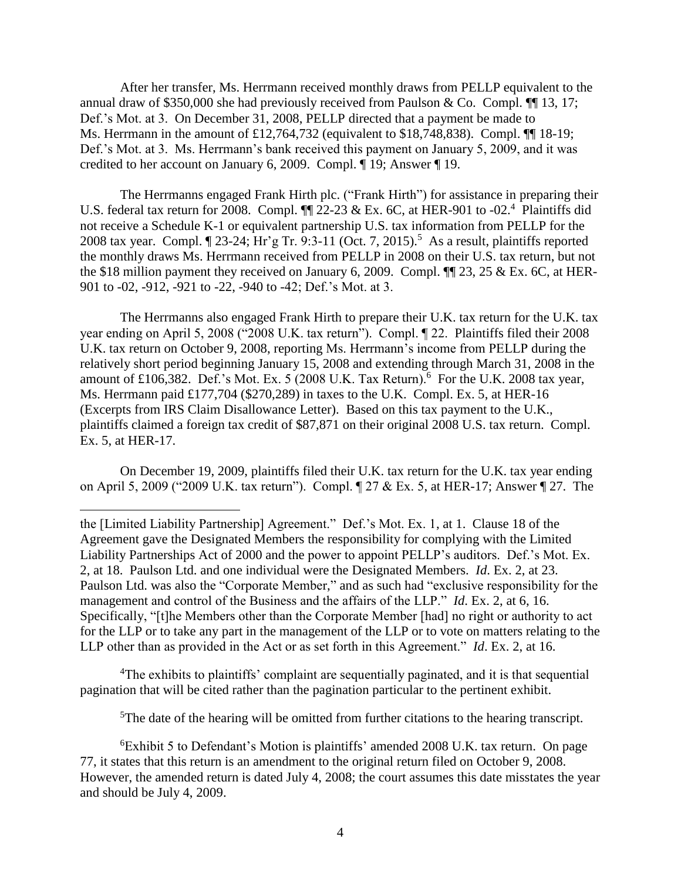After her transfer, Ms. Herrmann received monthly draws from PELLP equivalent to the annual draw of $350,000 she had previously received from Paulson & Co. Compl. ¶¶ 13, 17; Def.'s Mot. at 3. On December 31, 2008, PELLP directed that a payment be made to Ms. Herrmann in the amount of £12,764,732 (equivalent to $18,748,838). Compl. ¶¶ 18-19; Def.'s Mot. at 3. Ms. Herrmann's bank received this payment on January 5, 2009, and it was credited to her account on January 6, 2009. Compl. ¶ 19; Answer ¶ 19.

The Herrmanns engaged Frank Hirth plc. ("Frank Hirth") for assistance in preparing their U.S. federal tax return for 2008. Compl. ¶¶ 22-23 & Ex. 6C, at HER-901 to -02.[4] Plaintiffs did not receive a Schedule K-1 or equivalent partnership U.S. tax information from PELLP for the 2008 tax year. Compl. ¶ 23-24; Hr'g Tr. 9:3-11 (Oct. 7, 2015).[5] As a result, plaintiffs reported the monthly draws Ms. Herrmann received from PELLP in 2008 on their U.S. tax return, but not the $18 million payment they received on January 6, 2009. Compl. ¶¶ 23, 25 & Ex. 6C, at HER-901 to -02, -912, -921 to -22, -940 to -42; Def.'s Mot. at 3.

The Herrmanns also engaged Frank Hirth to prepare their U.K. tax return for the U.K. tax year ending on April 5, 2008 ("2008 U.K. tax return"). Compl. ¶ 22. Plaintiffs filed their 2008 U.K. tax return on October 9, 2008, reporting Ms. Herrmann's income from PELLP during the relatively short period beginning January 15, 2008 and extending through March 31, 2008 in the amount of £106,382. Def.'s Mot. Ex. 5 (2008 U.K. Tax Return).[6] For the U.K. 2008 tax year, Ms. Herrmann paid £177,704 ($270,289) in taxes to the U.K. Compl. Ex. 5, at HER-16 (Excerpts from IRS Claim Disallowance Letter). Based on this tax payment to the U.K., plaintiffs claimed a foreign tax credit of $87,871 on their original 2008 U.S. tax return. Compl. Ex. 5, at HER-17.

On December 19, 2009, plaintiffs filed their U.K. tax return for the U.K. tax year ending on April 5, 2009 ("2009 U.K. tax return"). Compl. ¶ 27 & Ex. 5, at HER-17; Answer ¶ 27. The

---

the [Limited Liability Partnership] Agreement." Def.'s Mot. Ex. 1, at 1. Clause 18 of the Agreement gave the Designated Members the responsibility for complying with the Limited Liability Partnerships Act of 2000 and the power to appoint PELLP's auditors. Def.'s Mot. Ex. 2, at 18. Paulson Ltd. and one individual were the Designated Members. *Id*. Ex. 2, at 23. Paulson Ltd. was also the "Corporate Member," and as such had "exclusive responsibility for the management and control of the Business and the affairs of the LLP." *Id*. Ex. 2, at 6, 16. Specifically, "[t]he Members other than the Corporate Member [had] no right or authority to act for the LLP or to take any part in the management of the LLP or to vote on matters relating to the LLP other than as provided in the Act or as set forth in this Agreement." *Id*. Ex. 2, at 16.

[4]The exhibits to plaintiffs' complaint are sequentially paginated, and it is that sequential pagination that will be cited rather than the pagination particular to the pertinent exhibit.

[5]The date of the hearing will be omitted from further citations to the hearing transcript.

[6]Exhibit 5 to Defendant's Motion is plaintiffs' amended 2008 U.K. tax return. On page 77, it states that this return is an amendment to the original return filed on October 9, 2008. However, the amended return is dated July 4, 2008; the court assumes this date misstates the year and should be July 4, 2009.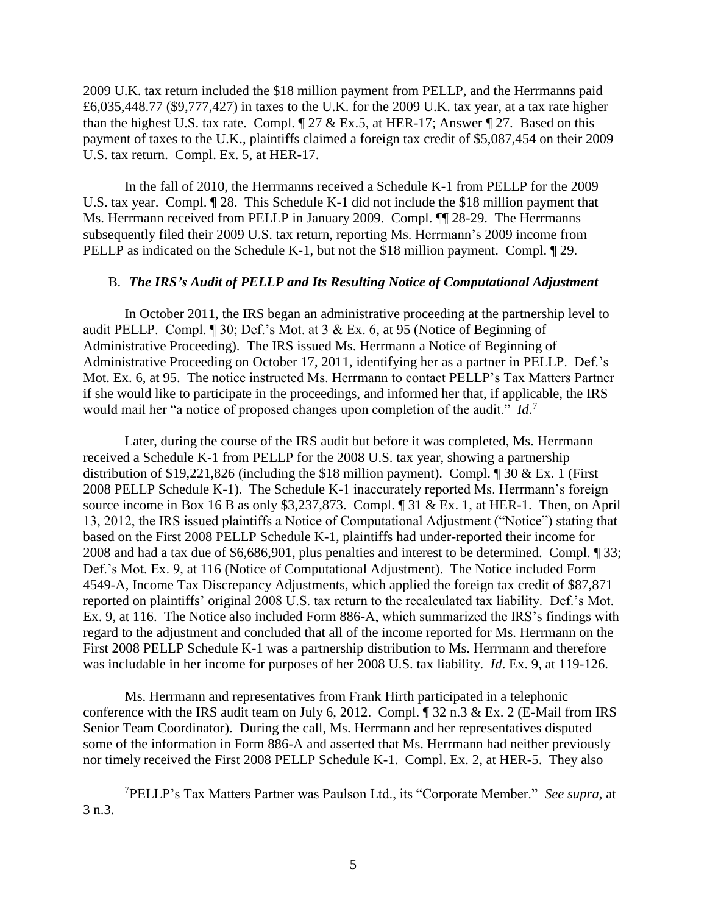2009 U.K. tax return included the $18 million payment from PELLP, and the Herrmanns paid £6,035,448.77 ($9,777,427) in taxes to the U.K. for the 2009 U.K. tax year, at a tax rate higher than the highest U.S. tax rate. Compl. ¶ 27 & Ex.5, at HER-17; Answer ¶ 27. Based on this payment of taxes to the U.K., plaintiffs claimed a foreign tax credit of $5,087,454 on their 2009 U.S. tax return. Compl. Ex. 5, at HER-17.

In the fall of 2010, the Herrmanns received a Schedule K-1 from PELLP for the 2009 U.S. tax year. Compl. ¶ 28. This Schedule K-1 did not include the $18 million payment that Ms. Herrmann received from PELLP in January 2009. Compl. ¶¶ 28-29. The Herrmanns subsequently filed their 2009 U.S. tax return, reporting Ms. Herrmann's 2009 income from PELLP as indicated on the Schedule K-1, but not the $18 million payment. Compl. ¶ 29.

### B. *The IRS's Audit of PELLP and Its Resulting Notice of Computational Adjustment*

In October 2011, the IRS began an administrative proceeding at the partnership level to audit PELLP. Compl. ¶ 30; Def.'s Mot. at 3 & Ex. 6, at 95 (Notice of Beginning of Administrative Proceeding). The IRS issued Ms. Herrmann a Notice of Beginning of Administrative Proceeding on October 17, 2011, identifying her as a partner in PELLP. Def.'s Mot. Ex. 6, at 95. The notice instructed Ms. Herrmann to contact PELLP's Tax Matters Partner if she would like to participate in the proceedings, and informed her that, if applicable, the IRS would mail her "a notice of proposed changes upon completion of the audit." *Id*.[7]

Later, during the course of the IRS audit but before it was completed, Ms. Herrmann received a Schedule K-1 from PELLP for the 2008 U.S. tax year, showing a partnership distribution of $19,221,826 (including the $18 million payment). Compl. ¶ 30 & Ex. 1 (First 2008 PELLP Schedule K-1). The Schedule K-1 inaccurately reported Ms. Herrmann's foreign source income in Box 16 B as only $3,237,873. Compl. ¶ 31 & Ex. 1, at HER-1. Then, on April 13, 2012, the IRS issued plaintiffs a Notice of Computational Adjustment ("Notice") stating that based on the First 2008 PELLP Schedule K-1, plaintiffs had under-reported their income for 2008 and had a tax due of $6,686,901, plus penalties and interest to be determined. Compl. ¶ 33; Def.'s Mot. Ex. 9, at 116 (Notice of Computational Adjustment). The Notice included Form 4549-A, Income Tax Discrepancy Adjustments, which applied the foreign tax credit of $87,871 reported on plaintiffs' original 2008 U.S. tax return to the recalculated tax liability. Def.'s Mot. Ex. 9, at 116. The Notice also included Form 886-A, which summarized the IRS's findings with regard to the adjustment and concluded that all of the income reported for Ms. Herrmann on the First 2008 PELLP Schedule K-1 was a partnership distribution to Ms. Herrmann and therefore was includable in her income for purposes of her 2008 U.S. tax liability. *Id*. Ex. 9, at 119-126.

Ms. Herrmann and representatives from Frank Hirth participated in a telephonic conference with the IRS audit team on July 6, 2012. Compl. ¶ 32 n.3 & Ex. 2 (E-Mail from IRS Senior Team Coordinator). During the call, Ms. Herrmann and her representatives disputed some of the information in Form 886-A and asserted that Ms. Herrmann had neither previously nor timely received the First 2008 PELLP Schedule K-1. Compl. Ex. 2, at HER-5. They also

[7] PELLP's Tax Matters Partner was Paulson Ltd., its "Corporate Member." *See supra*, at 3 n.3.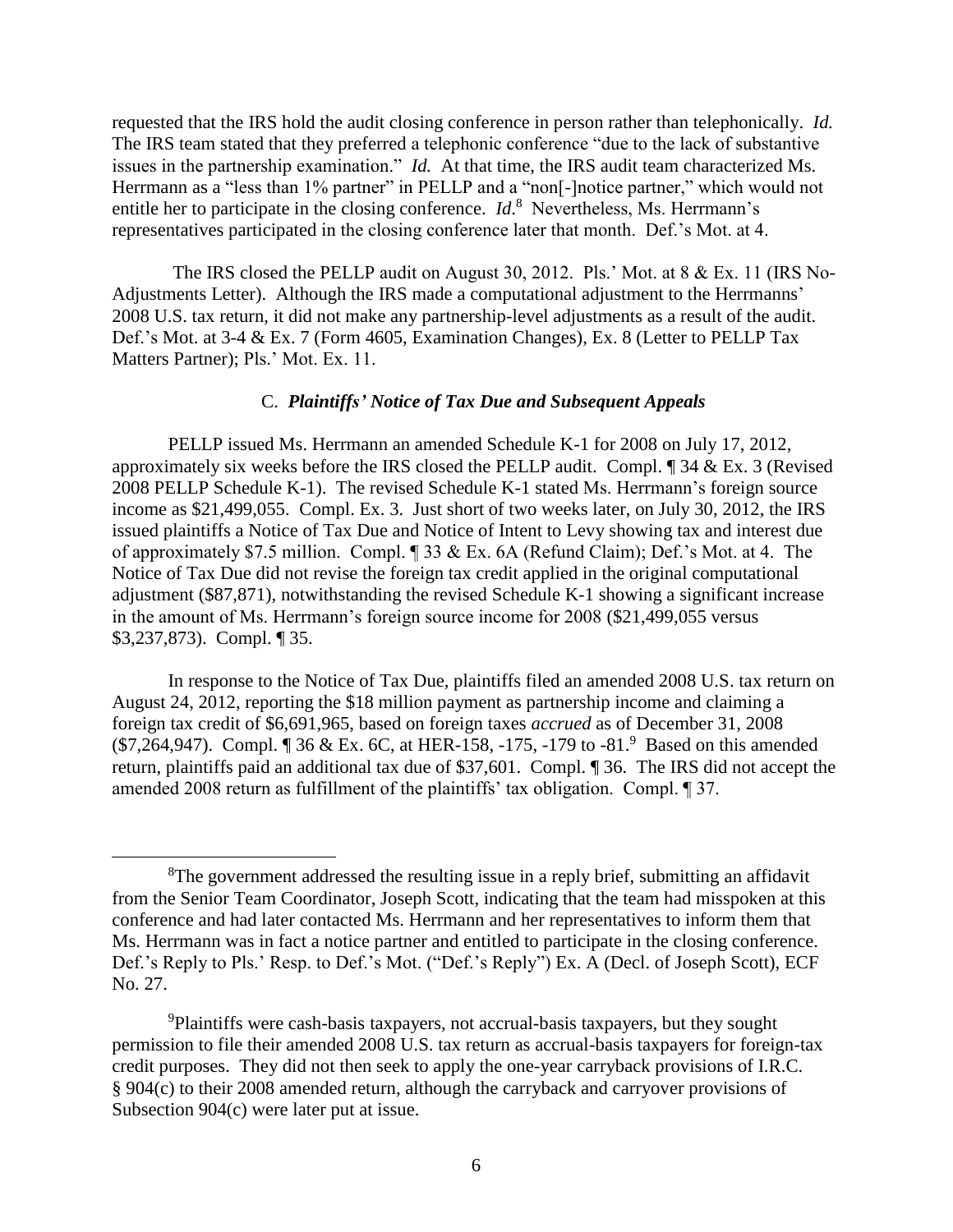requested that the IRS hold the audit closing conference in person rather than telephonically. *Id.* The IRS team stated that they preferred a telephonic conference "due to the lack of substantive issues in the partnership examination." *Id.* At that time, the IRS audit team characterized Ms. Herrmann as a "less than 1% partner" in PELLP and a "non[-]notice partner," which would not entitle her to participate in the closing conference. *Id.*[8] Nevertheless, Ms. Herrmann's representatives participated in the closing conference later that month. Def.'s Mot. at 4.

The IRS closed the PELLP audit on August 30, 2012. Pls.' Mot. at 8 & Ex. 11 (IRS No-Adjustments Letter). Although the IRS made a computational adjustment to the Herrmanns' 2008 U.S. tax return, it did not make any partnership-level adjustments as a result of the audit. Def.'s Mot. at 3-4 & Ex. 7 (Form 4605, Examination Changes), Ex. 8 (Letter to PELLP Tax Matters Partner); Pls.' Mot. Ex. 11.

### C. *Plaintiffs' Notice of Tax Due and Subsequent Appeals*

PELLP issued Ms. Herrmann an amended Schedule K-1 for 2008 on July 17, 2012, approximately six weeks before the IRS closed the PELLP audit. Compl. ¶ 34 & Ex. 3 (Revised 2008 PELLP Schedule K-1). The revised Schedule K-1 stated Ms. Herrmann's foreign source income as $21,499,055. Compl. Ex. 3. Just short of two weeks later, on July 30, 2012, the IRS issued plaintiffs a Notice of Tax Due and Notice of Intent to Levy showing tax and interest due of approximately $7.5 million. Compl. ¶ 33 & Ex. 6A (Refund Claim); Def.'s Mot. at 4. The Notice of Tax Due did not revise the foreign tax credit applied in the original computational adjustment ($87,871), notwithstanding the revised Schedule K-1 showing a significant increase in the amount of Ms. Herrmann's foreign source income for 2008 ($21,499,055 versus $3,237,873). Compl. ¶ 35.

In response to the Notice of Tax Due, plaintiffs filed an amended 2008 U.S. tax return on August 24, 2012, reporting the $18 million payment as partnership income and claiming a foreign tax credit of $6,691,965, based on foreign taxes *accrued* as of December 31, 2008 ($7,264,947). Compl. ¶ 36 & Ex. 6C, at HER-158, -175, -179 to -81.[9] Based on this amended return, plaintiffs paid an additional tax due of $37,601. Compl. ¶ 36. The IRS did not accept the amended 2008 return as fulfillment of the plaintiffs' tax obligation. Compl. ¶ 37.

---

[8] The government addressed the resulting issue in a reply brief, submitting an affidavit from the Senior Team Coordinator, Joseph Scott, indicating that the team had misspoken at this conference and had later contacted Ms. Herrmann and her representatives to inform them that Ms. Herrmann was in fact a notice partner and entitled to participate in the closing conference. Def.'s Reply to Pls.' Resp. to Def.'s Mot. ("Def.'s Reply") Ex. A (Decl. of Joseph Scott), ECF No. 27.

[9] Plaintiffs were cash-basis taxpayers, not accrual-basis taxpayers, but they sought permission to file their amended 2008 U.S. tax return as accrual-basis taxpayers for foreign-tax credit purposes. They did not then seek to apply the one-year carryback provisions of I.R.C. § 904(c) to their 2008 amended return, although the carryback and carryover provisions of Subsection 904(c) were later put at issue.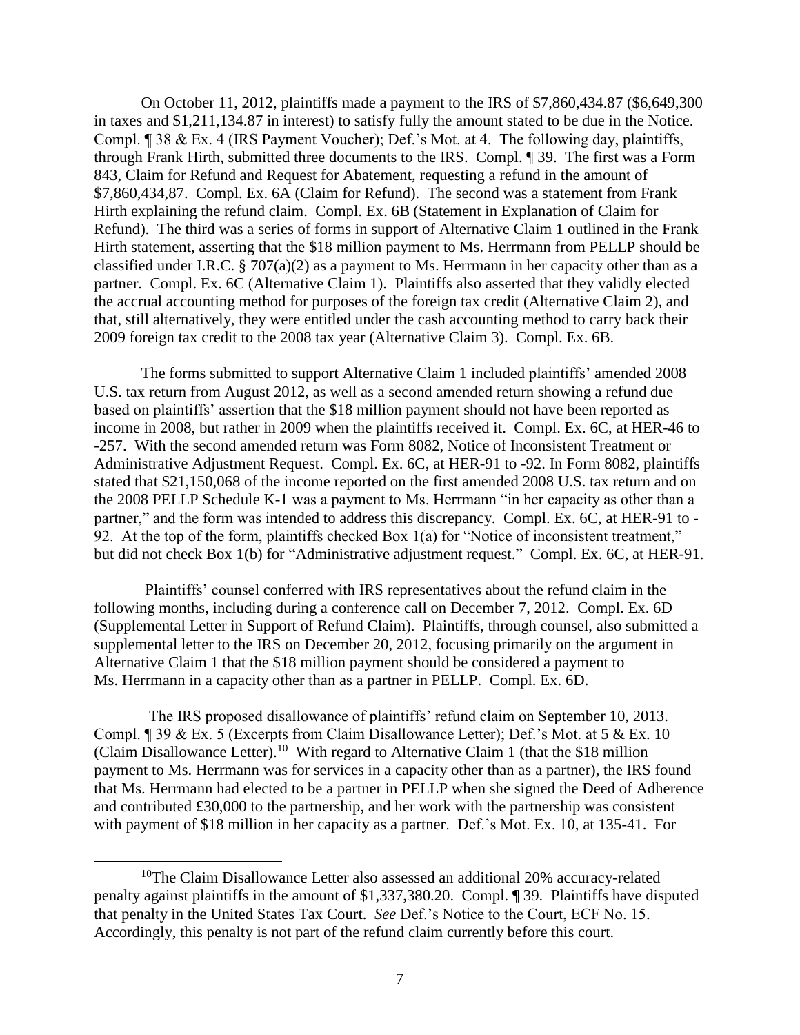On October 11, 2012, plaintiffs made a payment to the IRS of $7,860,434.87 ($6,649,300 in taxes and $1,211,134.87 in interest) to satisfy fully the amount stated to be due in the Notice. Compl. ¶ 38 & Ex. 4 (IRS Payment Voucher); Def.'s Mot. at 4. The following day, plaintiffs, through Frank Hirth, submitted three documents to the IRS. Compl. ¶ 39. The first was a Form 843, Claim for Refund and Request for Abatement, requesting a refund in the amount of $7,860,434,87. Compl. Ex. 6A (Claim for Refund). The second was a statement from Frank Hirth explaining the refund claim. Compl. Ex. 6B (Statement in Explanation of Claim for Refund). The third was a series of forms in support of Alternative Claim 1 outlined in the Frank Hirth statement, asserting that the $18 million payment to Ms. Herrmann from PELLP should be classified under I.R.C. § 707(a)(2) as a payment to Ms. Herrmann in her capacity other than as a partner. Compl. Ex. 6C (Alternative Claim 1). Plaintiffs also asserted that they validly elected the accrual accounting method for purposes of the foreign tax credit (Alternative Claim 2), and that, still alternatively, they were entitled under the cash accounting method to carry back their 2009 foreign tax credit to the 2008 tax year (Alternative Claim 3). Compl. Ex. 6B.

The forms submitted to support Alternative Claim 1 included plaintiffs' amended 2008 U.S. tax return from August 2012, as well as a second amended return showing a refund due based on plaintiffs' assertion that the $18 million payment should not have been reported as income in 2008, but rather in 2009 when the plaintiffs received it. Compl. Ex. 6C, at HER-46 to -257. With the second amended return was Form 8082, Notice of Inconsistent Treatment or Administrative Adjustment Request. Compl. Ex. 6C, at HER-91 to -92. In Form 8082, plaintiffs stated that $21,150,068 of the income reported on the first amended 2008 U.S. tax return and on the 2008 PELLP Schedule K-1 was a payment to Ms. Herrmann "in her capacity as other than a partner," and the form was intended to address this discrepancy. Compl. Ex. 6C, at HER-91 to -92. At the top of the form, plaintiffs checked Box 1(a) for "Notice of inconsistent treatment," but did not check Box 1(b) for "Administrative adjustment request." Compl. Ex. 6C, at HER-91.

Plaintiffs' counsel conferred with IRS representatives about the refund claim in the following months, including during a conference call on December 7, 2012. Compl. Ex. 6D (Supplemental Letter in Support of Refund Claim). Plaintiffs, through counsel, also submitted a supplemental letter to the IRS on December 20, 2012, focusing primarily on the argument in Alternative Claim 1 that the $18 million payment should be considered a payment to Ms. Herrmann in a capacity other than as a partner in PELLP. Compl. Ex. 6D.

The IRS proposed disallowance of plaintiffs' refund claim on September 10, 2013. Compl. ¶ 39 & Ex. 5 (Excerpts from Claim Disallowance Letter); Def.'s Mot. at 5 & Ex. 10 (Claim Disallowance Letter).[10] With regard to Alternative Claim 1 (that the $18 million payment to Ms. Herrmann was for services in a capacity other than as a partner), the IRS found that Ms. Herrmann had elected to be a partner in PELLP when she signed the Deed of Adherence and contributed £30,000 to the partnership, and her work with the partnership was consistent with payment of $18 million in her capacity as a partner. Def.'s Mot. Ex. 10, at 135-41. For

[10] The Claim Disallowance Letter also assessed an additional 20% accuracy-related penalty against plaintiffs in the amount of $1,337,380.20. Compl. ¶ 39. Plaintiffs have disputed that penalty in the United States Tax Court. *See* Def.'s Notice to the Court, ECF No. 15. Accordingly, this penalty is not part of the refund claim currently before this court.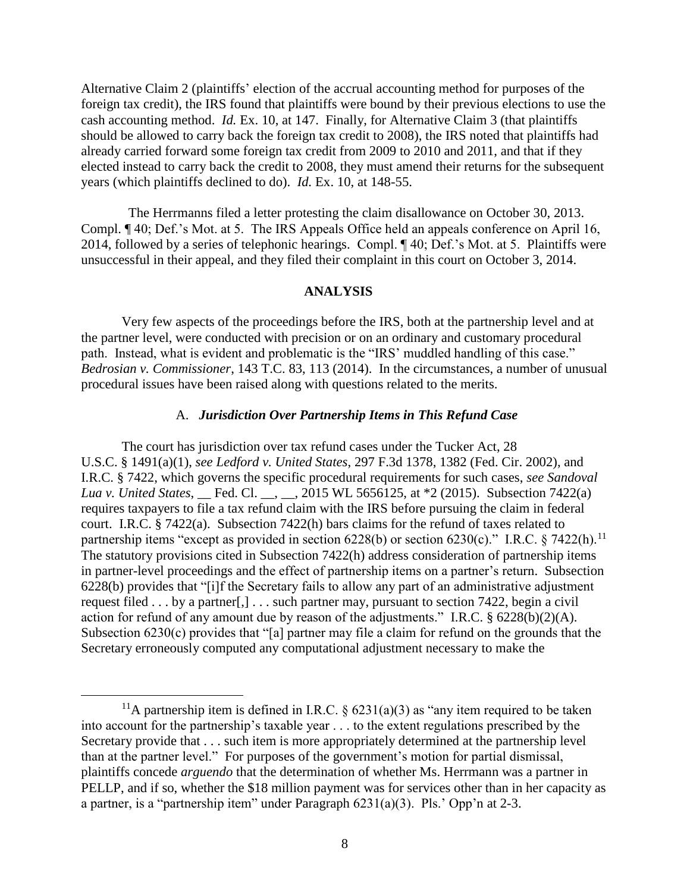Alternative Claim 2 (plaintiffs' election of the accrual accounting method for purposes of the foreign tax credit), the IRS found that plaintiffs were bound by their previous elections to use the cash accounting method. *Id.* Ex. 10, at 147. Finally, for Alternative Claim 3 (that plaintiffs should be allowed to carry back the foreign tax credit to 2008), the IRS noted that plaintiffs had already carried forward some foreign tax credit from 2009 to 2010 and 2011, and that if they elected instead to carry back the credit to 2008, they must amend their returns for the subsequent years (which plaintiffs declined to do). *Id.* Ex. 10, at 148-55.

The Herrmanns filed a letter protesting the claim disallowance on October 30, 2013. Compl. ¶ 40; Def.'s Mot. at 5. The IRS Appeals Office held an appeals conference on April 16, 2014, followed by a series of telephonic hearings. Compl. ¶ 40; Def.'s Mot. at 5. Plaintiffs were unsuccessful in their appeal, and they filed their complaint in this court on October 3, 2014.

## ANALYSIS

Very few aspects of the proceedings before the IRS, both at the partnership level and at the partner level, were conducted with precision or on an ordinary and customary procedural path. Instead, what is evident and problematic is the "IRS' muddled handling of this case." *Bedrosian v. Commissioner*, 143 T.C. 83, 113 (2014). In the circumstances, a number of unusual procedural issues have been raised along with questions related to the merits.

### A. *Jurisdiction Over Partnership Items in This Refund Case*

The court has jurisdiction over tax refund cases under the Tucker Act, 28 U.S.C. § 1491(a)(1), *see Ledford v. United States*, 297 F.3d 1378, 1382 (Fed. Cir. 2002), and I.R.C. § 7422, which governs the specific procedural requirements for such cases, *see Sandoval Lua v. United States*, __ Fed. Cl. __, __, 2015 WL 5656125, at *2 (2015). Subsection 7422(a) requires taxpayers to file a tax refund claim with the IRS before pursuing the claim in federal court. I.R.C. § 7422(a). Subsection 7422(h) bars claims for the refund of taxes related to partnership items "except as provided in section 6228(b) or section 6230(c)." I.R.C. § 7422(h).[11] The statutory provisions cited in Subsection 7422(h) address consideration of partnership items in partner-level proceedings and the effect of partnership items on a partner's return. Subsection 6228(b) provides that "[i]f the Secretary fails to allow any part of an administrative adjustment request filed . . . by a partner[,] . . . such partner may, pursuant to section 7422, begin a civil action for refund of any amount due by reason of the adjustments." I.R.C. § 6228(b)(2)(A). Subsection 6230(c) provides that "[a] partner may file a claim for refund on the grounds that the Secretary erroneously computed any computational adjustment necessary to make the

[11] A partnership item is defined in I.R.C. § 6231(a)(3) as "any item required to be taken into account for the partnership's taxable year . . . to the extent regulations prescribed by the Secretary provide that . . . such item is more appropriately determined at the partnership level than at the partner level." For purposes of the government's motion for partial dismissal, plaintiffs concede *arguendo* that the determination of whether Ms. Herrmann was a partner in PELLP, and if so, whether the $18 million payment was for services other than in her capacity as a partner, is a "partnership item" under Paragraph 6231(a)(3). Pls.' Opp'n at 2-3.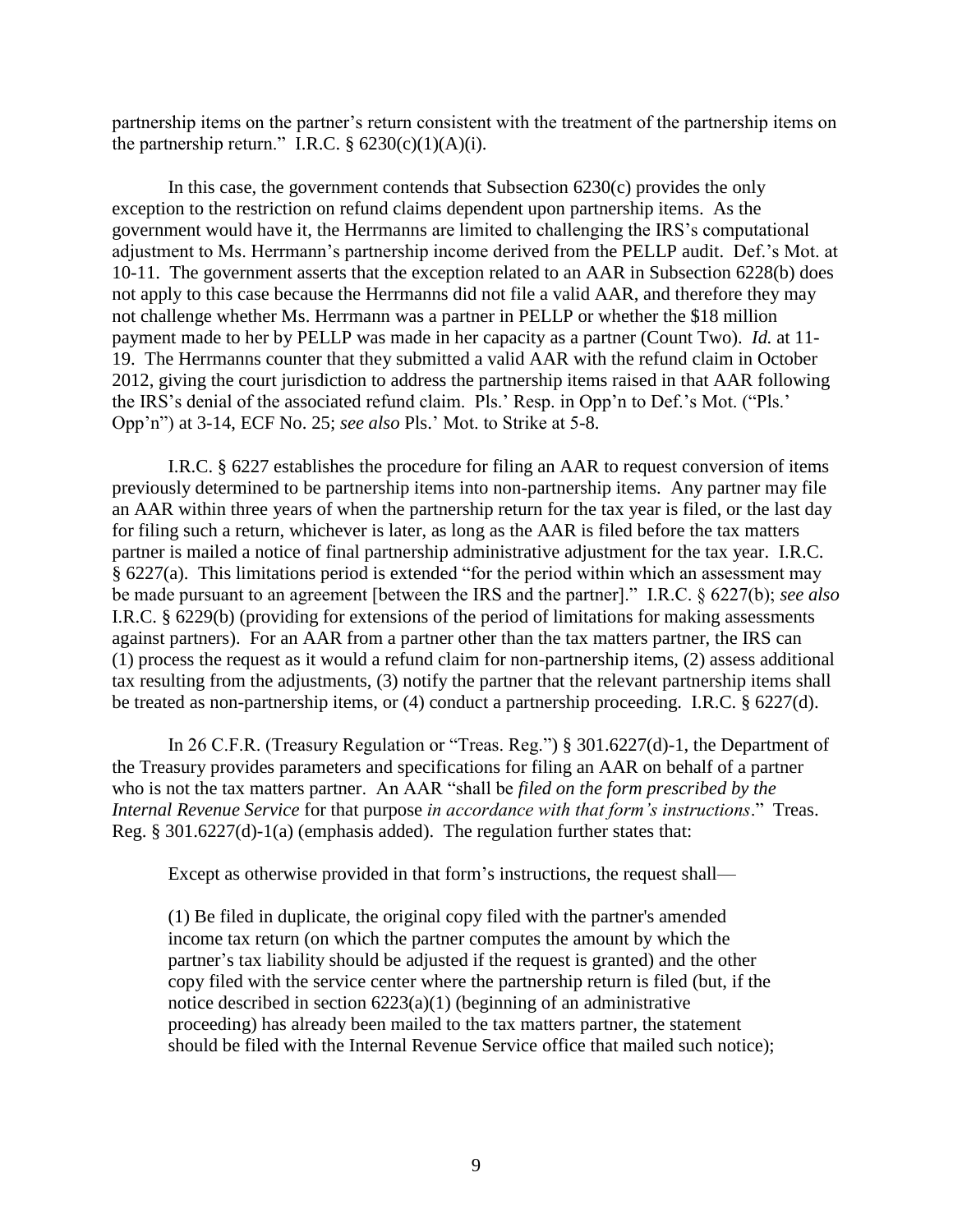partnership items on the partner's return consistent with the treatment of the partnership items on the partnership return." I.R.C. § 6230(c)(1)(A)(i).

In this case, the government contends that Subsection 6230(c) provides the only exception to the restriction on refund claims dependent upon partnership items. As the government would have it, the Herrmanns are limited to challenging the IRS's computational adjustment to Ms. Herrmann's partnership income derived from the PELLP audit. Def.'s Mot. at 10-11. The government asserts that the exception related to an AAR in Subsection 6228(b) does not apply to this case because the Herrmanns did not file a valid AAR, and therefore they may not challenge whether Ms. Herrmann was a partner in PELLP or whether the \$18 million payment made to her by PELLP was made in her capacity as a partner (Count Two). *Id.* at 11-19. The Herrmanns counter that they submitted a valid AAR with the refund claim in October 2012, giving the court jurisdiction to address the partnership items raised in that AAR following the IRS's denial of the associated refund claim. Pls.' Resp. in Opp'n to Def.'s Mot. ("Pls.' Opp'n") at 3-14, ECF No. 25; *see also* Pls.' Mot. to Strike at 5-8.

I.R.C. § 6227 establishes the procedure for filing an AAR to request conversion of items previously determined to be partnership items into non-partnership items. Any partner may file an AAR within three years of when the partnership return for the tax year is filed, or the last day for filing such a return, whichever is later, as long as the AAR is filed before the tax matters partner is mailed a notice of final partnership administrative adjustment for the tax year. I.R.C. § 6227(a). This limitations period is extended "for the period within which an assessment may be made pursuant to an agreement [between the IRS and the partner]." I.R.C. § 6227(b); *see also* I.R.C. § 6229(b) (providing for extensions of the period of limitations for making assessments against partners). For an AAR from a partner other than the tax matters partner, the IRS can (1) process the request as it would a refund claim for non-partnership items, (2) assess additional tax resulting from the adjustments, (3) notify the partner that the relevant partnership items shall be treated as non-partnership items, or (4) conduct a partnership proceeding. I.R.C. § 6227(d).

In 26 C.F.R. (Treasury Regulation or "Treas. Reg.") § 301.6227(d)-1, the Department of the Treasury provides parameters and specifications for filing an AAR on behalf of a partner who is not the tax matters partner. An AAR "shall be *filed on the form prescribed by the Internal Revenue Service* for that purpose *in accordance with that form's instructions*." Treas. Reg. § 301.6227(d)-1(a) (emphasis added). The regulation further states that:

> Except as otherwise provided in that form's instructions, the request shall—
>
> (1) Be filed in duplicate, the original copy filed with the partner's amended income tax return (on which the partner computes the amount by which the partner's tax liability should be adjusted if the request is granted) and the other copy filed with the service center where the partnership return is filed (but, if the notice described in section 6223(a)(1) (beginning of an administrative proceeding) has already been mailed to the tax matters partner, the statement should be filed with the Internal Revenue Service office that mailed such notice);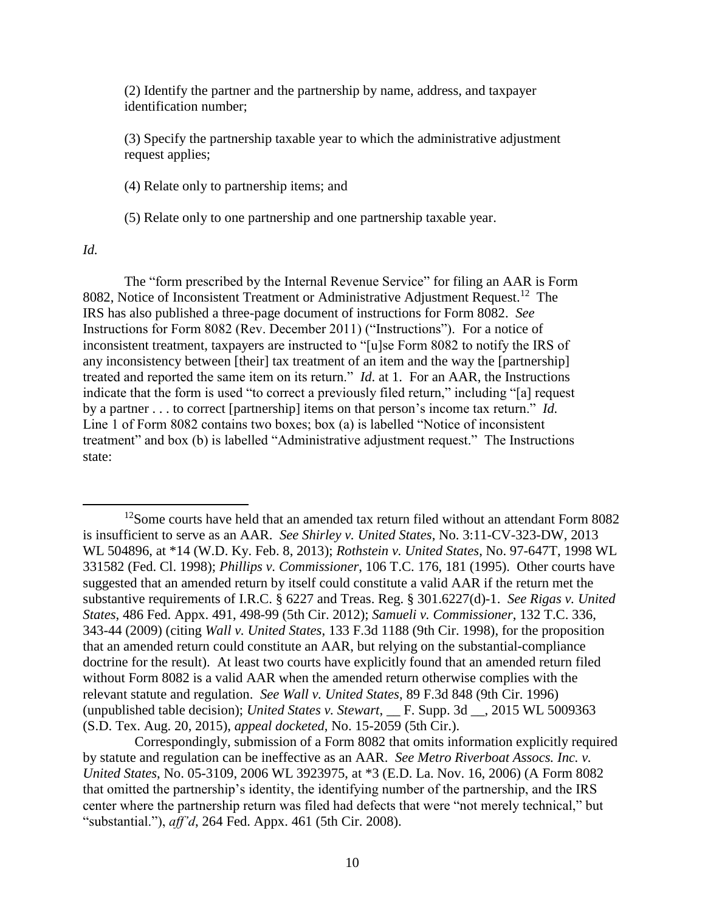(2) Identify the partner and the partnership by name, address, and taxpayer identification number;

(3) Specify the partnership taxable year to which the administrative adjustment request applies;

(4) Relate only to partnership items; and

(5) Relate only to one partnership and one partnership taxable year.

*Id.*

The "form prescribed by the Internal Revenue Service" for filing an AAR is Form 8082, Notice of Inconsistent Treatment or Administrative Adjustment Request.[12] The IRS has also published a three-page document of instructions for Form 8082. *See* Instructions for Form 8082 (Rev. December 2011) ("Instructions"). For a notice of inconsistent treatment, taxpayers are instructed to "[u]se Form 8082 to notify the IRS of any inconsistency between [their] tax treatment of an item and the way the [partnership] treated and reported the same item on its return." *Id*. at 1. For an AAR, the Instructions indicate that the form is used "to correct a previously filed return," including "[a] request by a partner . . . to correct [partnership] items on that person's income tax return." *Id.* Line 1 of Form 8082 contains two boxes; box (a) is labelled "Notice of inconsistent treatment" and box (b) is labelled "Administrative adjustment request." The Instructions state:

---

[12] Some courts have held that an amended tax return filed without an attendant Form 8082 is insufficient to serve as an AAR. *See Shirley v. United States*, No. 3:11-CV-323-DW, 2013 WL 504896, at *14 (W.D. Ky. Feb. 8, 2013); *Rothstein v. United States*, No. 97-647T, 1998 WL 331582 (Fed. Cl. 1998); *Phillips v. Commissioner*, 106 T.C. 176, 181 (1995). Other courts have suggested that an amended return by itself could constitute a valid AAR if the return met the substantive requirements of I.R.C. § 6227 and Treas. Reg. § 301.6227(d)-1. *See Rigas v. United States*, 486 Fed. Appx. 491, 498-99 (5th Cir. 2012); *Samueli v. Commissioner*, 132 T.C. 336, 343-44 (2009) (citing *Wall v. United States*, 133 F.3d 1188 (9th Cir. 1998), for the proposition that an amended return could constitute an AAR, but relying on the substantial-compliance doctrine for the result). At least two courts have explicitly found that an amended return filed without Form 8082 is a valid AAR when the amended return otherwise complies with the relevant statute and regulation. *See Wall v. United States*, 89 F.3d 848 (9th Cir. 1996) (unpublished table decision); *United States v. Stewart*, __ F. Supp. 3d __, 2015 WL 5009363 (S.D. Tex. Aug. 20, 2015), *appeal docketed*, No. 15-2059 (5th Cir.).

Correspondingly, submission of a Form 8082 that omits information explicitly required by statute and regulation can be ineffective as an AAR. *See Metro Riverboat Assocs. Inc. v. United States*, No. 05-3109, 2006 WL 3923975, at *3 (E.D. La. Nov. 16, 2006) (A Form 8082 that omitted the partnership's identity, the identifying number of the partnership, and the IRS center where the partnership return was filed had defects that were "not merely technical," but "substantial."), *aff'd*, 264 Fed. Appx. 461 (5th Cir. 2008).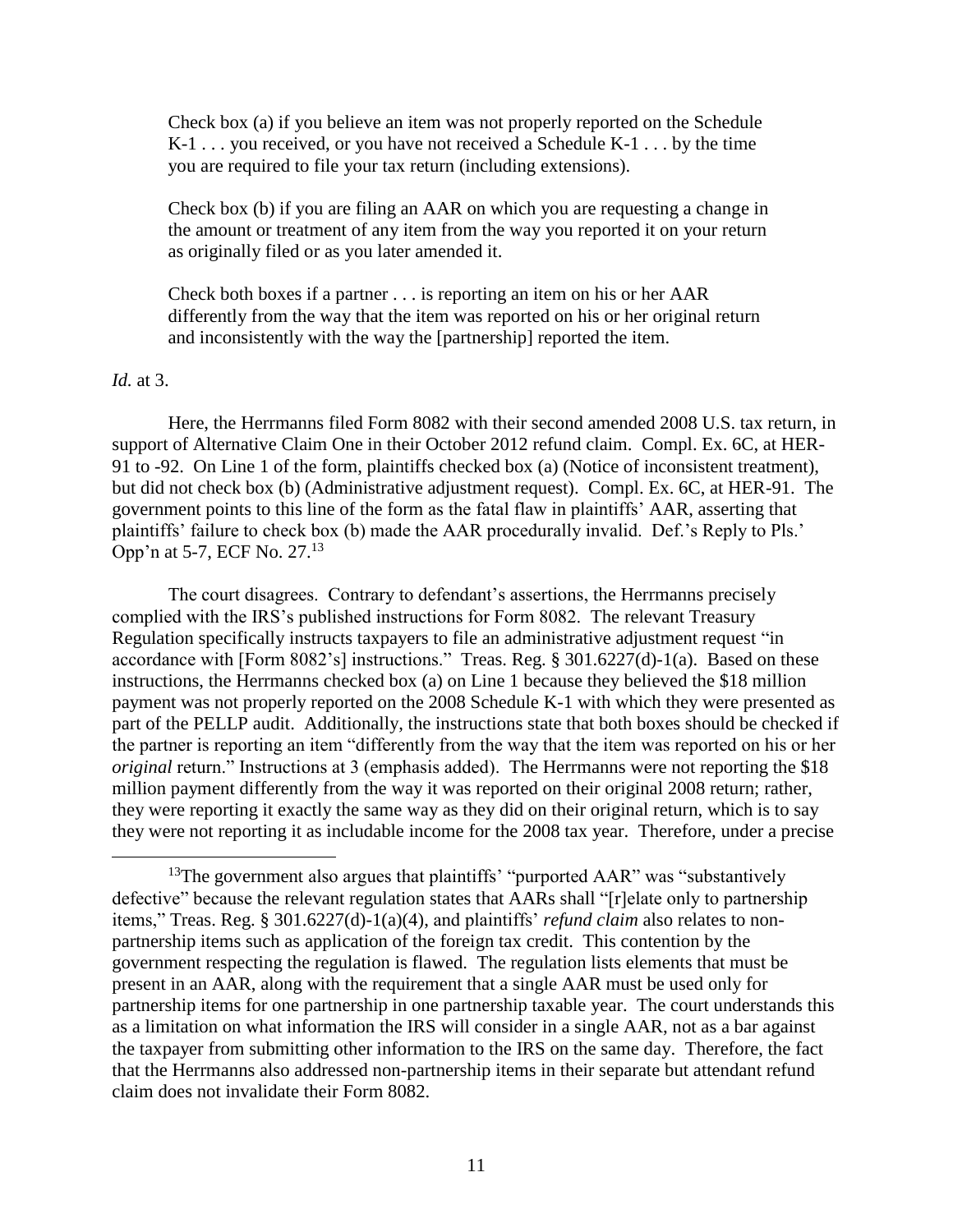> Check box (a) if you believe an item was not properly reported on the Schedule K-1 . . . you received, or you have not received a Schedule K-1 . . . by the time you are required to file your tax return (including extensions).
>
> Check box (b) if you are filing an AAR on which you are requesting a change in the amount or treatment of any item from the way you reported it on your return as originally filed or as you later amended it.
>
> Check both boxes if a partner . . . is reporting an item on his or her AAR differently from the way that the item was reported on his or her original return and inconsistently with the way the [partnership] reported the item.

*Id.* at 3.

Here, the Herrmanns filed Form 8082 with their second amended 2008 U.S. tax return, in support of Alternative Claim One in their October 2012 refund claim. Compl. Ex. 6C, at HER-91 to -92. On Line 1 of the form, plaintiffs checked box (a) (Notice of inconsistent treatment), but did not check box (b) (Administrative adjustment request). Compl. Ex. 6C, at HER-91. The government points to this line of the form as the fatal flaw in plaintiffs' AAR, asserting that plaintiffs' failure to check box (b) made the AAR procedurally invalid. Def.'s Reply to Pls.' Opp'n at 5-7, ECF No. 27.[13]

The court disagrees. Contrary to defendant's assertions, the Herrmanns precisely complied with the IRS's published instructions for Form 8082. The relevant Treasury Regulation specifically instructs taxpayers to file an administrative adjustment request "in accordance with [Form 8082's] instructions." Treas. Reg. § 301.6227(d)-1(a). Based on these instructions, the Herrmanns checked box (a) on Line 1 because they believed the $18 million payment was not properly reported on the 2008 Schedule K-1 with which they were presented as part of the PELLP audit. Additionally, the instructions state that both boxes should be checked if the partner is reporting an item "differently from the way that the item was reported on his or her *original* return." Instructions at 3 (emphasis added). The Herrmanns were not reporting the $18 million payment differently from the way it was reported on their original 2008 return; rather, they were reporting it exactly the same way as they did on their original return, which is to say they were not reporting it as includable income for the 2008 tax year. Therefore, under a precise

---

[13] The government also argues that plaintiffs' "purported AAR" was "substantively defective" because the relevant regulation states that AARs shall "[r]elate only to partnership items," Treas. Reg. § 301.6227(d)-1(a)(4), and plaintiffs' *refund claim* also relates to non-partnership items such as application of the foreign tax credit. This contention by the government respecting the regulation is flawed. The regulation lists elements that must be present in an AAR, along with the requirement that a single AAR must be used only for partnership items for one partnership in one partnership taxable year. The court understands this as a limitation on what information the IRS will consider in a single AAR, not as a bar against the taxpayer from submitting other information to the IRS on the same day. Therefore, the fact that the Herrmanns also addressed non-partnership items in their separate but attendant refund claim does not invalidate their Form 8082.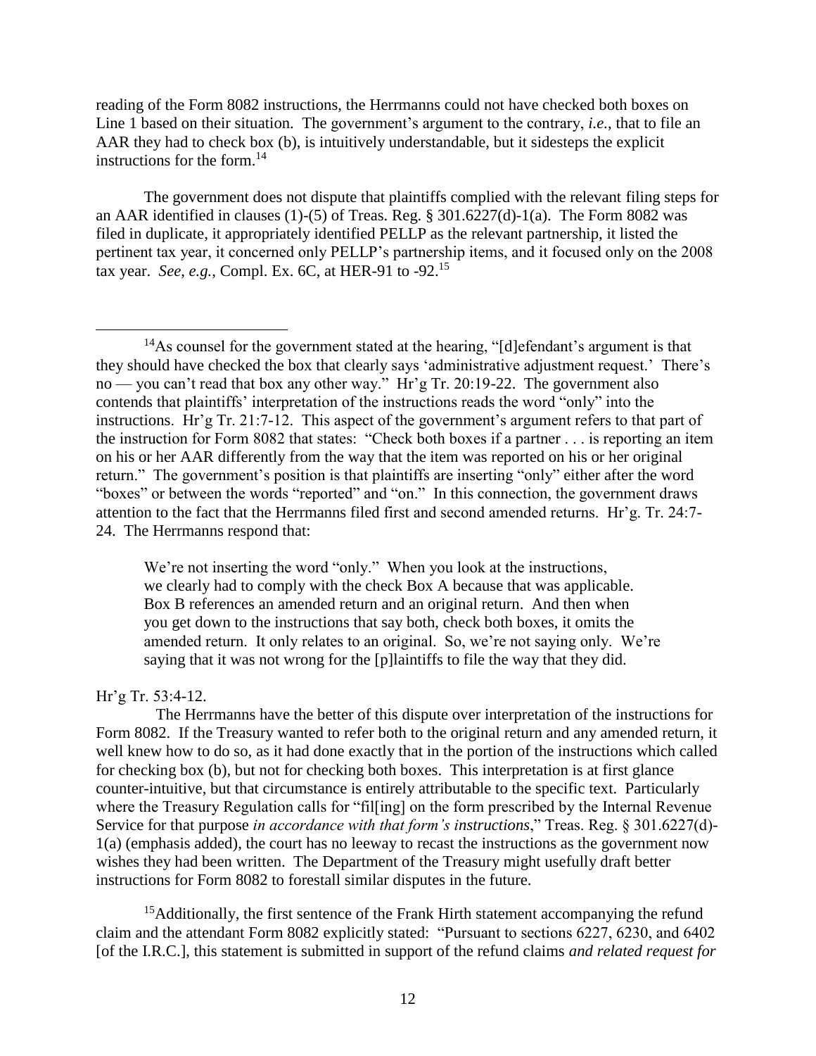reading of the Form 8082 instructions, the Herrmanns could not have checked both boxes on Line 1 based on their situation. The government's argument to the contrary, *i.e.*, that to file an AAR they had to check box (b), is intuitively understandable, but it sidesteps the explicit instructions for the form.[14]

The government does not dispute that plaintiffs complied with the relevant filing steps for an AAR identified in clauses (1)-(5) of Treas. Reg. § 301.6227(d)-1(a). The Form 8082 was filed in duplicate, it appropriately identified PELLP as the relevant partnership, it listed the pertinent tax year, it concerned only PELLP's partnership items, and it focused only on the 2008 tax year. *See*, *e.g.*, Compl. Ex. 6C, at HER-91 to -92.[15]

---

[14]As counsel for the government stated at the hearing, "[d]efendant's argument is that they should have checked the box that clearly says 'administrative adjustment request.' There's no — you can't read that box any other way." Hr'g Tr. 20:19-22. The government also contends that plaintiffs' interpretation of the instructions reads the word "only" into the instructions. Hr'g Tr. 21:7-12. This aspect of the government's argument refers to that part of the instruction for Form 8082 that states: "Check both boxes if a partner . . . is reporting an item on his or her AAR differently from the way that the item was reported on his or her original return." The government's position is that plaintiffs are inserting "only" either after the word "boxes" or between the words "reported" and "on." In this connection, the government draws attention to the fact that the Herrmanns filed first and second amended returns. Hr'g. Tr. 24:7-24. The Herrmanns respond that:

> We're not inserting the word "only." When you look at the instructions, we clearly had to comply with the check Box A because that was applicable. Box B references an amended return and an original return. And then when you get down to the instructions that say both, check both boxes, it omits the amended return. It only relates to an original. So, we're not saying only. We're saying that it was not wrong for the [p]laintiffs to file the way that they did.

Hr'g Tr. 53:4-12.

The Herrmanns have the better of this dispute over interpretation of the instructions for Form 8082. If the Treasury wanted to refer both to the original return and any amended return, it well knew how to do so, as it had done exactly that in the portion of the instructions which called for checking box (b), but not for checking both boxes. This interpretation is at first glance counter-intuitive, but that circumstance is entirely attributable to the specific text. Particularly where the Treasury Regulation calls for "fil[ing] on the form prescribed by the Internal Revenue Service for that purpose *in accordance with that form's instructions*," Treas. Reg. § 301.6227(d)-1(a) (emphasis added), the court has no leeway to recast the instructions as the government now wishes they had been written. The Department of the Treasury might usefully draft better instructions for Form 8082 to forestall similar disputes in the future.

[15]Additionally, the first sentence of the Frank Hirth statement accompanying the refund claim and the attendant Form 8082 explicitly stated: "Pursuant to sections 6227, 6230, and 6402 [of the I.R.C.], this statement is submitted in support of the refund claims *and related request for*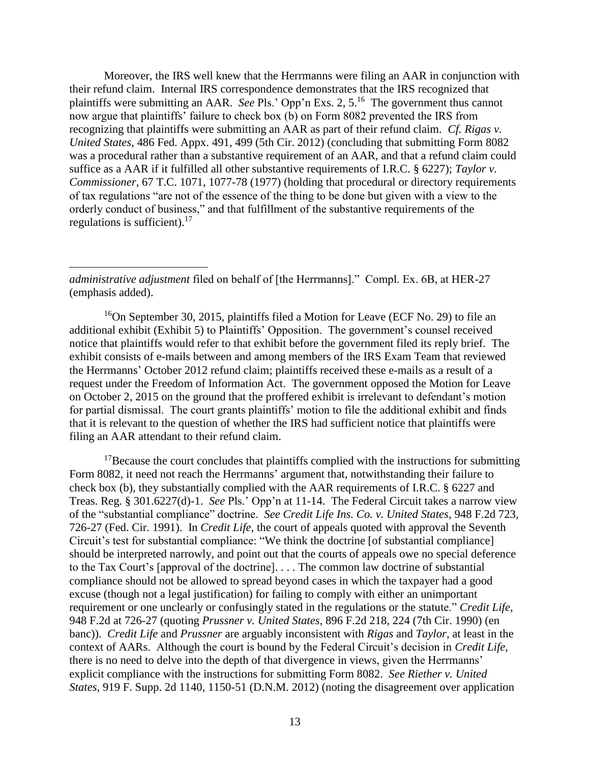Moreover, the IRS well knew that the Herrmanns were filing an AAR in conjunction with their refund claim. Internal IRS correspondence demonstrates that the IRS recognized that plaintiffs were submitting an AAR. *See* Pls.' Opp'n Exs. 2, 5.[16] The government thus cannot now argue that plaintiffs' failure to check box (b) on Form 8082 prevented the IRS from recognizing that plaintiffs were submitting an AAR as part of their refund claim. *Cf. Rigas v. United States*, 486 Fed. Appx. 491, 499 (5th Cir. 2012) (concluding that submitting Form 8082 was a procedural rather than a substantive requirement of an AAR, and that a refund claim could suffice as a AAR if it fulfilled all other substantive requirements of I.R.C. § 6227); *Taylor v. Commissioner*, 67 T.C. 1071, 1077-78 (1977) (holding that procedural or directory requirements of tax regulations "are not of the essence of the thing to be done but given with a view to the orderly conduct of business," and that fulfillment of the substantive requirements of the regulations is sufficient).[17]

---

*administrative adjustment* filed on behalf of [the Herrmanns]." Compl. Ex. 6B, at HER-27 (emphasis added).

[16]On September 30, 2015, plaintiffs filed a Motion for Leave (ECF No. 29) to file an additional exhibit (Exhibit 5) to Plaintiffs' Opposition. The government's counsel received notice that plaintiffs would refer to that exhibit before the government filed its reply brief. The exhibit consists of e-mails between and among members of the IRS Exam Team that reviewed the Herrmanns' October 2012 refund claim; plaintiffs received these e-mails as a result of a request under the Freedom of Information Act. The government opposed the Motion for Leave on October 2, 2015 on the ground that the proffered exhibit is irrelevant to defendant's motion for partial dismissal. The court grants plaintiffs' motion to file the additional exhibit and finds that it is relevant to the question of whether the IRS had sufficient notice that plaintiffs were filing an AAR attendant to their refund claim.

[17]Because the court concludes that plaintiffs complied with the instructions for submitting Form 8082, it need not reach the Herrmanns' argument that, notwithstanding their failure to check box (b), they substantially complied with the AAR requirements of I.R.C. § 6227 and Treas. Reg. § 301.6227(d)-1. *See* Pls.' Opp'n at 11-14. The Federal Circuit takes a narrow view of the "substantial compliance" doctrine. *See Credit Life Ins. Co. v. United States*, 948 F.2d 723, 726-27 (Fed. Cir. 1991). In *Credit Life*, the court of appeals quoted with approval the Seventh Circuit's test for substantial compliance: "We think the doctrine [of substantial compliance] should be interpreted narrowly, and point out that the courts of appeals owe no special deference to the Tax Court's [approval of the doctrine]. . . . The common law doctrine of substantial compliance should not be allowed to spread beyond cases in which the taxpayer had a good excuse (though not a legal justification) for failing to comply with either an unimportant requirement or one unclearly or confusingly stated in the regulations or the statute." *Credit Life*, 948 F.2d at 726-27 (quoting *Prussner v. United States*, 896 F.2d 218, 224 (7th Cir. 1990) (en banc)). *Credit Life* and *Prussner* are arguably inconsistent with *Rigas* and *Taylor*, at least in the context of AARs. Although the court is bound by the Federal Circuit's decision in *Credit Life*, there is no need to delve into the depth of that divergence in views, given the Herrmanns' explicit compliance with the instructions for submitting Form 8082. *See Riether v. United States*, 919 F. Supp. 2d 1140, 1150-51 (D.N.M. 2012) (noting the disagreement over application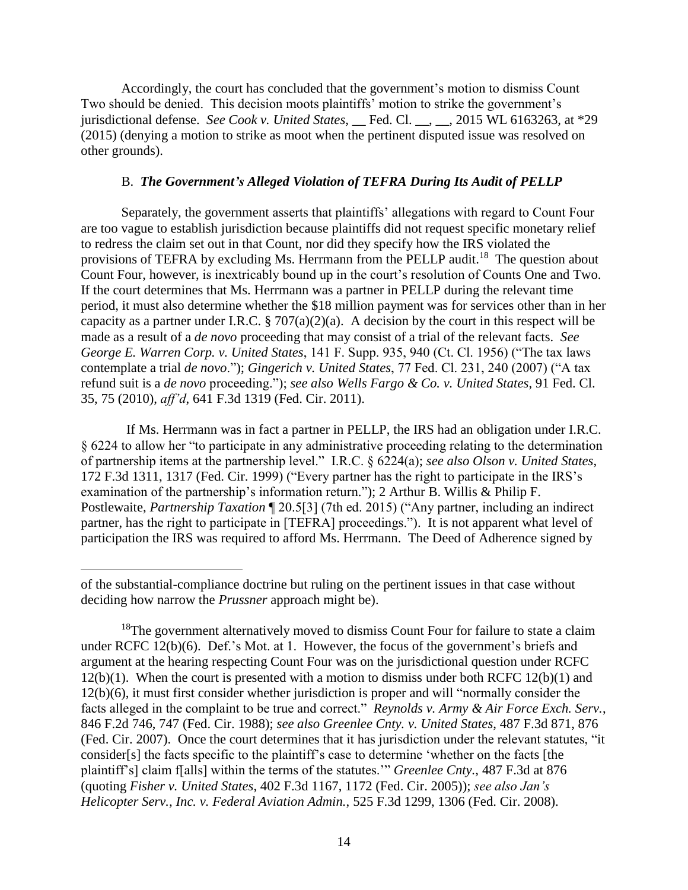Accordingly, the court has concluded that the government's motion to dismiss Count Two should be denied. This decision moots plaintiffs' motion to strike the government's jurisdictional defense. *See Cook v. United States*, __ Fed. Cl. __, __, 2015 WL 6163263, at *29 (2015) (denying a motion to strike as moot when the pertinent disputed issue was resolved on other grounds).

### B. *The Government's Alleged Violation of TEFRA During Its Audit of PELLP*

Separately, the government asserts that plaintiffs' allegations with regard to Count Four are too vague to establish jurisdiction because plaintiffs did not request specific monetary relief to redress the claim set out in that Count, nor did they specify how the IRS violated the provisions of TEFRA by excluding Ms. Herrmann from the PELLP audit.[18] The question about Count Four, however, is inextricably bound up in the court's resolution of Counts One and Two. If the court determines that Ms. Herrmann was a partner in PELLP during the relevant time period, it must also determine whether the $18 million payment was for services other than in her capacity as a partner under I.R.C. § 707(a)(2)(a). A decision by the court in this respect will be made as a result of a *de novo* proceeding that may consist of a trial of the relevant facts. *See George E. Warren Corp. v. United States*, 141 F. Supp. 935, 940 (Ct. Cl. 1956) ("The tax laws contemplate a trial *de novo*."); *Gingerich v. United States*, 77 Fed. Cl. 231, 240 (2007) ("A tax refund suit is a *de novo* proceeding."); *see also Wells Fargo & Co. v. United States*, 91 Fed. Cl. 35, 75 (2010), *aff'd*, 641 F.3d 1319 (Fed. Cir. 2011).

If Ms. Herrmann was in fact a partner in PELLP, the IRS had an obligation under I.R.C. § 6224 to allow her "to participate in any administrative proceeding relating to the determination of partnership items at the partnership level." I.R.C. § 6224(a); *see also Olson v. United States*, 172 F.3d 1311, 1317 (Fed. Cir. 1999) ("Every partner has the right to participate in the IRS's examination of the partnership's information return."); 2 Arthur B. Willis & Philip F. Postlewaite, *Partnership Taxation* ¶ 20.5[3] (7th ed. 2015) ("Any partner, including an indirect partner, has the right to participate in [TEFRA] proceedings."). It is not apparent what level of participation the IRS was required to afford Ms. Herrmann. The Deed of Adherence signed by

---

of the substantial-compliance doctrine but ruling on the pertinent issues in that case without deciding how narrow the *Prussner* approach might be).

[18] The government alternatively moved to dismiss Count Four for failure to state a claim under RCFC 12(b)(6). Def.'s Mot. at 1. However, the focus of the government's briefs and argument at the hearing respecting Count Four was on the jurisdictional question under RCFC 12(b)(1). When the court is presented with a motion to dismiss under both RCFC 12(b)(1) and 12(b)(6), it must first consider whether jurisdiction is proper and will "normally consider the facts alleged in the complaint to be true and correct." *Reynolds v. Army & Air Force Exch. Serv.*, 846 F.2d 746, 747 (Fed. Cir. 1988); *see also Greenlee Cnty. v. United States*, 487 F.3d 871, 876 (Fed. Cir. 2007). Once the court determines that it has jurisdiction under the relevant statutes, "it consider[s] the facts specific to the plaintiff's case to determine 'whether on the facts [the plaintiff's] claim f[alls] within the terms of the statutes.'" *Greenlee Cnty.*, 487 F.3d at 876 (quoting *Fisher v. United States*, 402 F.3d 1167, 1172 (Fed. Cir. 2005)); *see also Jan's Helicopter Serv., Inc. v. Federal Aviation Admin.*, 525 F.3d 1299, 1306 (Fed. Cir. 2008).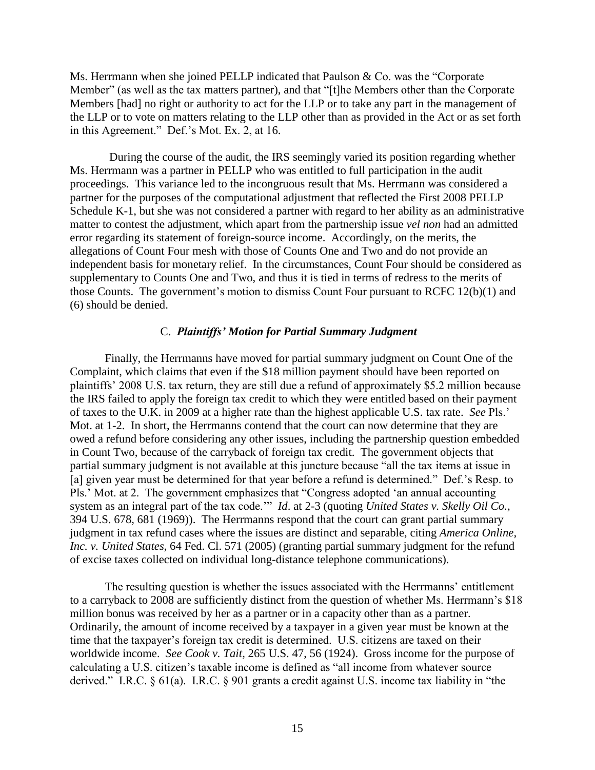Ms. Herrmann when she joined PELLP indicated that Paulson & Co. was the "Corporate Member" (as well as the tax matters partner), and that "[t]he Members other than the Corporate Members [had] no right or authority to act for the LLP or to take any part in the management of the LLP or to vote on matters relating to the LLP other than as provided in the Act or as set forth in this Agreement." Def.'s Mot. Ex. 2, at 16.

During the course of the audit, the IRS seemingly varied its position regarding whether Ms. Herrmann was a partner in PELLP who was entitled to full participation in the audit proceedings. This variance led to the incongruous result that Ms. Herrmann was considered a partner for the purposes of the computational adjustment that reflected the First 2008 PELLP Schedule K-1, but she was not considered a partner with regard to her ability as an administrative matter to contest the adjustment, which apart from the partnership issue *vel non* had an admitted error regarding its statement of foreign-source income. Accordingly, on the merits, the allegations of Count Four mesh with those of Counts One and Two and do not provide an independent basis for monetary relief. In the circumstances, Count Four should be considered as supplementary to Counts One and Two, and thus it is tied in terms of redress to the merits of those Counts. The government's motion to dismiss Count Four pursuant to RCFC 12(b)(1) and (6) should be denied.

### C. *Plaintiffs' Motion for Partial Summary Judgment*

Finally, the Herrmanns have moved for partial summary judgment on Count One of the Complaint, which claims that even if the $18 million payment should have been reported on plaintiffs' 2008 U.S. tax return, they are still due a refund of approximately $5.2 million because the IRS failed to apply the foreign tax credit to which they were entitled based on their payment of taxes to the U.K. in 2009 at a higher rate than the highest applicable U.S. tax rate. *See* Pls.' Mot. at 1-2. In short, the Herrmanns contend that the court can now determine that they are owed a refund before considering any other issues, including the partnership question embedded in Count Two, because of the carryback of foreign tax credit. The government objects that partial summary judgment is not available at this juncture because "all the tax items at issue in [a] given year must be determined for that year before a refund is determined." Def.'s Resp. to Pls.' Mot. at 2. The government emphasizes that "Congress adopted 'an annual accounting system as an integral part of the tax code.'" *Id*. at 2-3 (quoting *United States v. Skelly Oil Co.*, 394 U.S. 678, 681 (1969)). The Herrmanns respond that the court can grant partial summary judgment in tax refund cases where the issues are distinct and separable, citing *America Online, Inc. v. United States*, 64 Fed. Cl. 571 (2005) (granting partial summary judgment for the refund of excise taxes collected on individual long-distance telephone communications).

The resulting question is whether the issues associated with the Herrmanns' entitlement to a carryback to 2008 are sufficiently distinct from the question of whether Ms. Herrmann's $18 million bonus was received by her as a partner or in a capacity other than as a partner. Ordinarily, the amount of income received by a taxpayer in a given year must be known at the time that the taxpayer's foreign tax credit is determined. U.S. citizens are taxed on their worldwide income. *See Cook v. Tait*, 265 U.S. 47, 56 (1924). Gross income for the purpose of calculating a U.S. citizen's taxable income is defined as "all income from whatever source derived." I.R.C. § 61(a). I.R.C. § 901 grants a credit against U.S. income tax liability in "the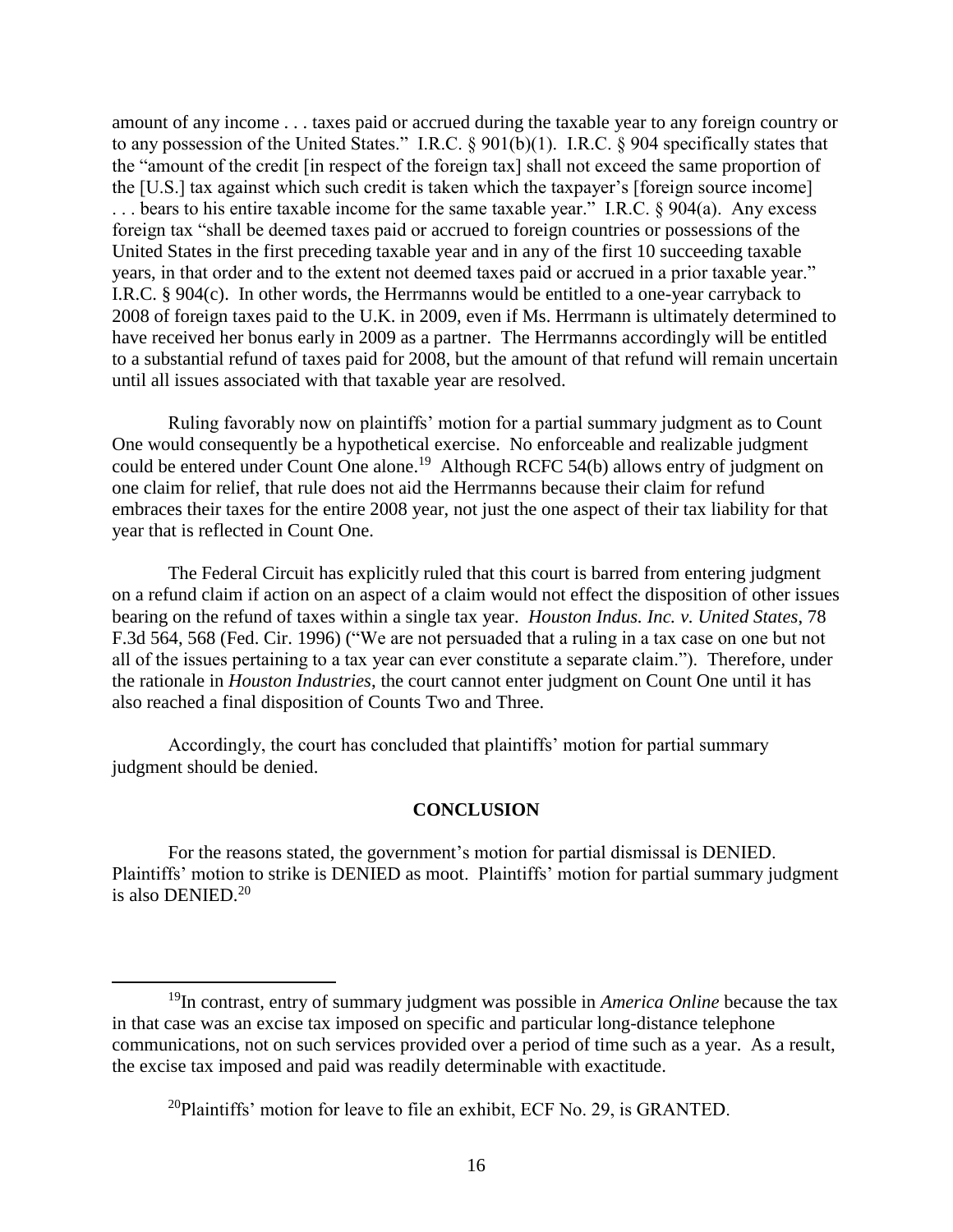amount of any income . . . taxes paid or accrued during the taxable year to any foreign country or to any possession of the United States." I.R.C. § 901(b)(1). I.R.C. § 904 specifically states that the "amount of the credit [in respect of the foreign tax] shall not exceed the same proportion of the [U.S.] tax against which such credit is taken which the taxpayer's [foreign source income] . . . bears to his entire taxable income for the same taxable year." I.R.C. § 904(a). Any excess foreign tax "shall be deemed taxes paid or accrued to foreign countries or possessions of the United States in the first preceding taxable year and in any of the first 10 succeeding taxable years, in that order and to the extent not deemed taxes paid or accrued in a prior taxable year." I.R.C. § 904(c). In other words, the Herrmanns would be entitled to a one-year carryback to 2008 of foreign taxes paid to the U.K. in 2009, even if Ms. Herrmann is ultimately determined to have received her bonus early in 2009 as a partner. The Herrmanns accordingly will be entitled to a substantial refund of taxes paid for 2008, but the amount of that refund will remain uncertain until all issues associated with that taxable year are resolved.

Ruling favorably now on plaintiffs' motion for a partial summary judgment as to Count One would consequently be a hypothetical exercise. No enforceable and realizable judgment could be entered under Count One alone.[19] Although RCFC 54(b) allows entry of judgment on one claim for relief, that rule does not aid the Herrmanns because their claim for refund embraces their taxes for the entire 2008 year, not just the one aspect of their tax liability for that year that is reflected in Count One.

The Federal Circuit has explicitly ruled that this court is barred from entering judgment on a refund claim if action on an aspect of a claim would not effect the disposition of other issues bearing on the refund of taxes within a single tax year. *Houston Indus. Inc. v. United States*, 78 F.3d 564, 568 (Fed. Cir. 1996) ("We are not persuaded that a ruling in a tax case on one but not all of the issues pertaining to a tax year can ever constitute a separate claim."). Therefore, under the rationale in *Houston Industries*, the court cannot enter judgment on Count One until it has also reached a final disposition of Counts Two and Three.

Accordingly, the court has concluded that plaintiffs' motion for partial summary judgment should be denied.

## CONCLUSION

For the reasons stated, the government's motion for partial dismissal is DENIED. Plaintiffs' motion to strike is DENIED as moot. Plaintiffs' motion for partial summary judgment is also DENIED.[20]

---

[19]In contrast, entry of summary judgment was possible in *America Online* because the tax in that case was an excise tax imposed on specific and particular long-distance telephone communications, not on such services provided over a period of time such as a year. As a result, the excise tax imposed and paid was readily determinable with exactitude.

[20]Plaintiffs' motion for leave to file an exhibit, ECF No. 29, is GRANTED.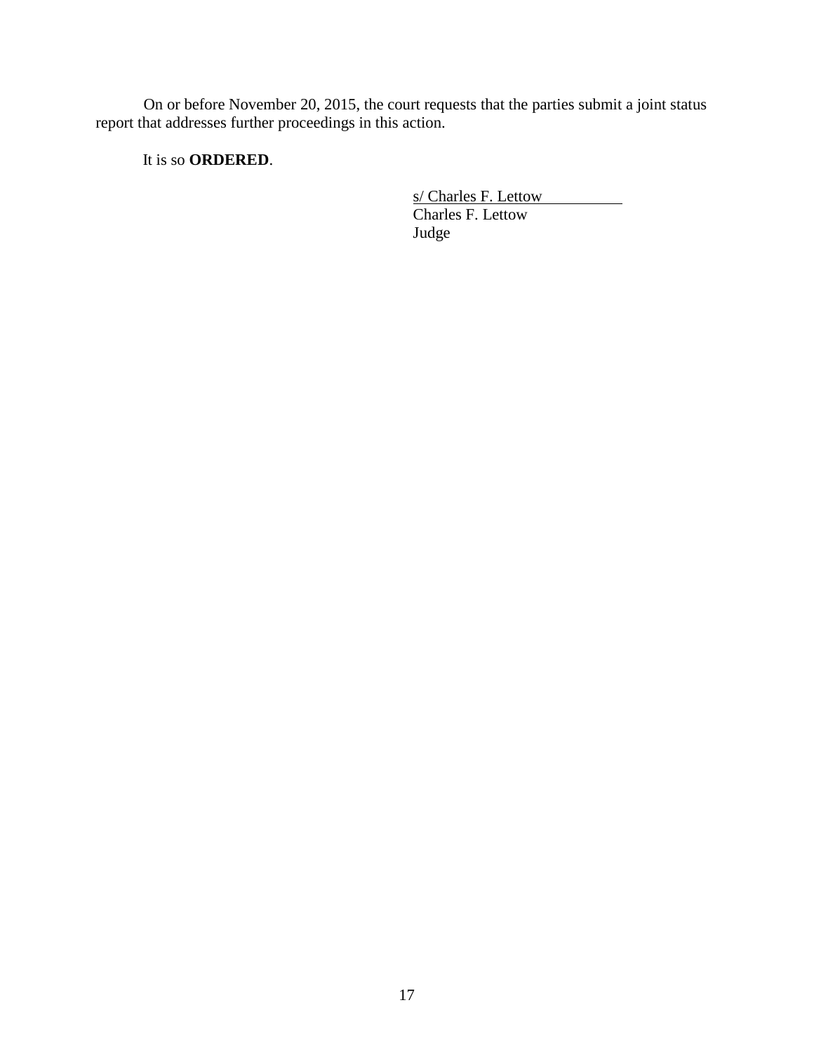On or before November 20, 2015, the court requests that the parties submit a joint status report that addresses further proceedings in this action.

It is so **ORDERED**.

s/ Charles F. Lettow
Charles F. Lettow
Judge